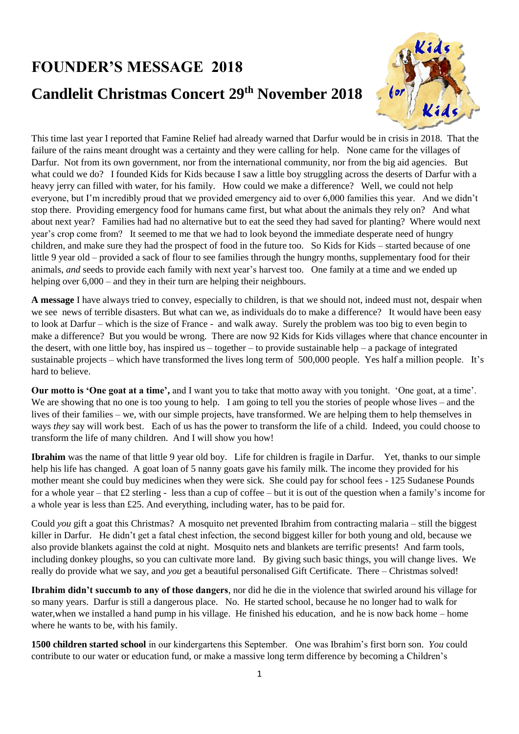# FOUNDER'S MESSAGE 2018

## Candlelit Christmas Concert 29th November 2018

This time last year I reported that Famine Relief had already warned that Darfur would be in crisis in 2018. That the failure of the rains meant drought was a certainty and they were calling for help. None came for the villages of Darfur. Not from its own government, nor from the international community, nor from the big aid agencies. But what could we do? I founded Kids for Kids because I saw a little boy struggling across the deserts of Darfur with a heavy jerry can filled with water, for his family. How could we make a difference? Well, we could not help everyone, but I'm incredibly proud that we provided emergency aid to over 6,000 families this year. And we didn't stop there. Providing emergency food for humans came first, but what about the animals they rely on? And what about next year? Families had had no alternative but to eat the seed they had saved for planting? Where would next year's crop come from? It seemed to me that we had to look beyond the immediate desperate need of hungry children, and make sure they had the prospect of food in the future too. So Kids for Kids – started because of one little 9 year old – provided a sack of flour to see families through the hungry months, supplementary food for their animals, *and* seeds to provide each family with next year's harvest too. One family at a time and we ended up helping over 6,000 – and they in their turn are helping their neighbours.

**A message** I have always tried to convey, especially to children, is that we should not, indeed must not, despair when we see news of terrible disasters. But what can we, as individuals do to make a difference? It would have been easy to look at Darfur – which is the size of France - and walk away. Surely the problem was too big to even begin to make a difference? But you would be wrong. There are now 92 Kids for Kids villages where that chance encounter in the desert, with one little boy, has inspired us – together – to provide sustainable help – a package of integrated sustainable projects – which have transformed the lives long term of 500,000 people. Yes half a million people. It's hard to believe.

**Our motto is 'One goat at a time',** and I want you to take that motto away with you tonight. 'One goat, at a time'. We are showing that no one is too young to help. I am going to tell you the stories of people whose lives – and the lives of their families – we, with our simple projects, have transformed. We are helping them to help themselves in ways *they* say will work best. Each of us has the power to transform the life of a child. Indeed, you could choose to transform the life of many children. And I will show you how!

**Ibrahim** was the name of that little 9 year old boy. Life for children is fragile in Darfur. Yet, thanks to our simple help his life has changed. A goat loan of 5 nanny goats gave his family milk. The income they provided for his mother meant she could buy medicines when they were sick. She could pay for school fees - 125 Sudanese Pounds for a whole year – that £2 sterling - less than a cup of coffee – but it is out of the question when a family's income for a whole year is less than £25. And everything, including water, has to be paid for.

Could *you* gift a goat this Christmas? A mosquito net prevented Ibrahim from contracting malaria – still the biggest killer in Darfur. He didn't get a fatal chest infection, the second biggest killer for both young and old, because we also provide blankets against the cold at night. Mosquito nets and blankets are terrific presents! And farm tools, including donkey ploughs, so you can cultivate more land. By giving such basic things, you will change lives. We really do provide what we say, and *you* get a beautiful personalised Gift Certificate. There – Christmas solved!

**Ibrahim didn't succumb to any of those dangers**, nor did he die in the violence that swirled around his village for so many years. Darfur is still a dangerous place. No. He started school, because he no longer had to walk for water,when we installed a hand pump in his village. He finished his education, and he is now back home – home where he wants to be, with his family.

**1500 children started school** in our kindergartens this September. One was Ibrahim's first born son. *You* could contribute to our water or education fund, or make a massive long term difference by becoming a Children's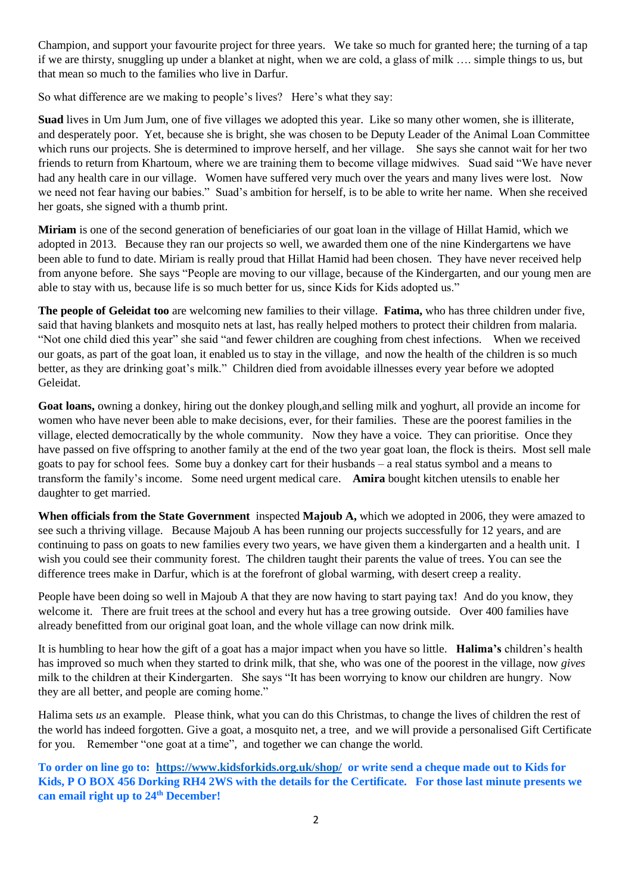Champion, and support your favourite project for three years. We take so much for granted here; the turning of a tap if we are thirsty, snuggling up under a blanket at night, when we are cold, a glass of milk …. simple things to us, but that mean so much to the families who live in Darfur.

So what difference are we making to people's lives? Here's what they say:

**Suad** lives in Um Jum Jum, one of five villages we adopted this year. Like so many other women, she is illiterate, and desperately poor. Yet, because she is bright, she was chosen to be Deputy Leader of the Animal Loan Committee which runs our projects. She is determined to improve herself, and her village. She says she cannot wait for her two friends to return from Khartoum, where we are training them to become village midwives. Suad said "We have never had any health care in our village. Women have suffered very much over the years and many lives were lost. Now we need not fear having our babies." Suad's ambition for herself, is to be able to write her name. When she received her goats, she signed with a thumb print.

**Miriam** is one of the second generation of beneficiaries of our goat loan in the village of Hillat Hamid, which we adopted in 2013. Because they ran our projects so well, we awarded them one of the nine Kindergartens we have been able to fund to date. Miriam is really proud that Hillat Hamid had been chosen. They have never received help from anyone before. She says "People are moving to our village, because of the Kindergarten, and our young men are able to stay with us, because life is so much better for us, since Kids for Kids adopted us."

**The people of Geleidat too** are welcoming new families to their village. **Fatima,** who has three children under five, said that having blankets and mosquito nets at last, has really helped mothers to protect their children from malaria. "Not one child died this year" she said "and fewer children are coughing from chest infections. When we received our goats, as part of the goat loan, it enabled us to stay in the village, and now the health of the children is so much better, as they are drinking goat's milk." Children died from avoidable illnesses every year before we adopted Geleidat.

**Goat loans,** owning a donkey, hiring out the donkey plough,and selling milk and yoghurt, all provide an income for women who have never been able to make decisions, ever, for their families. These are the poorest families in the village, elected democratically by the whole community. Now they have a voice. They can prioritise. Once they have passed on five offspring to another family at the end of the two year goat loan, the flock is theirs. Most sell male goats to pay for school fees. Some buy a donkey cart for their husbands – a real status symbol and a means to transform the family's income. Some need urgent medical care. **Amira** bought kitchen utensils to enable her daughter to get married.

**When officials from the State Government** inspected **Majoub A,** which we adopted in 2006, they were amazed to see such a thriving village. Because Majoub A has been running our projects successfully for 12 years, and are continuing to pass on goats to new families every two years, we have given them a kindergarten and a health unit. I wish you could see their community forest. The children taught their parents the value of trees. You can see the difference trees make in Darfur, which is at the forefront of global warming, with desert creep a reality.

People have been doing so well in Majoub A that they are now having to start paying tax! And do you know, they welcome it. There are fruit trees at the school and every hut has a tree growing outside. Over 400 families have already benefitted from our original goat loan, and the whole village can now drink milk.

It is humbling to hear how the gift of a goat has a major impact when you have so little. **Halima's** children's health has improved so much when they started to drink milk, that she, who was one of the poorest in the village, now *gives* milk to the children at their Kindergarten. She says "It has been worrying to know our children are hungry. Now they are all better, and people are coming home."

Halima sets *us* an example. Please think, what you can do this Christmas, to change the lives of children the rest of the world has indeed forgotten. Give a goat, a mosquito net, a tree, and we will provide a personalised Gift Certificate for you. Remember "one goat at a time", and together we can change the world.

**To order on line go to: https://www.kidsforkids.org.uk/shop/ or write send a cheque made out to Kids for Kids, P O BOX 456 Dorking RH4 2WS with the details for the Certificate. For those last minute presents we can email right up to 24th December!**